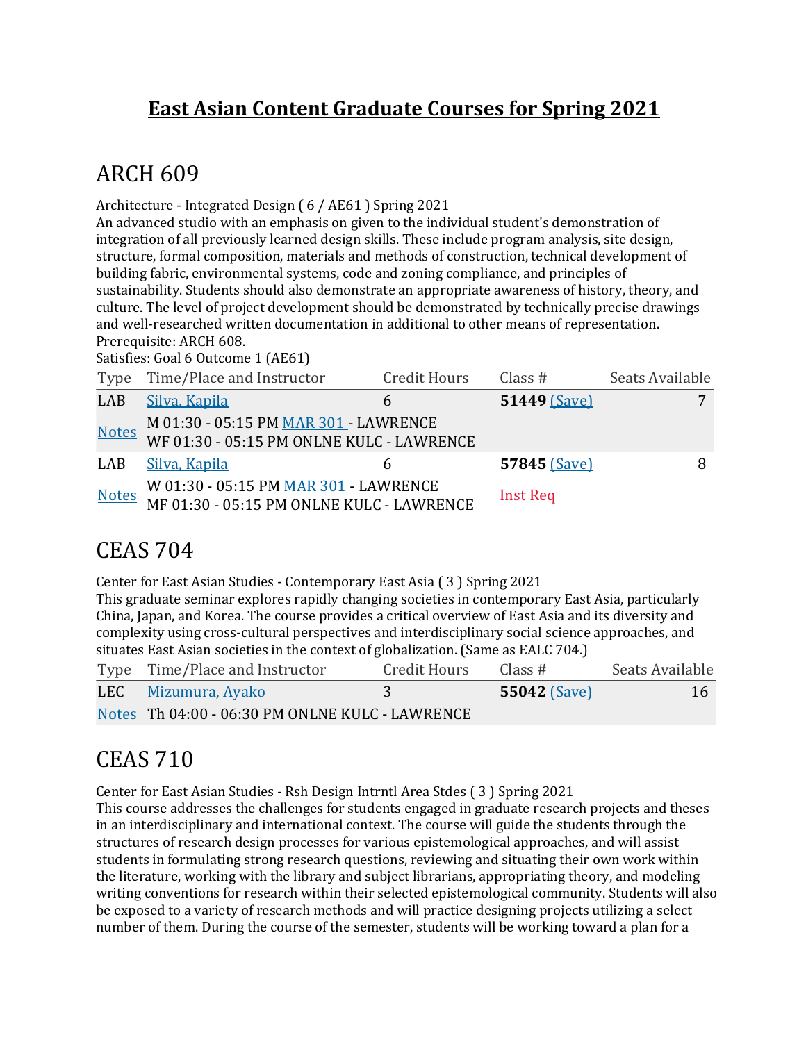# East Asian Content Graduate Courses for Spring 2021

## ARCH 609

Architecture - Integrated Design ( 6 / AE61 ) Spring 2021
An advanced studio with an emphasis on given to the individual student's demonstration of integration of all previously learned design skills. These include program analysis, site design, structure, formal composition, materials and methods of construction, technical development of building fabric, environmental systems, code and zoning compliance, and principles of sustainability. Students should also demonstrate an appropriate awareness of history, theory, and culture. The level of project development should be demonstrated by technically precise drawings and well-researched written documentation in additional to other means of representation.
Prerequisite: ARCH 608.
Satisfies: Goal 6 Outcome 1 (AE61)

| Type | Time/Place and Instructor | Credit Hours | Class # | Seats Available |
|---|---|---|---|---|
| LAB | Silva, Kapila | 6 | **51449** (Save) | 7 |
| Notes | M 01:30 - 05:15 PM MAR 301 - LAWRENCE<br>WF 01:30 - 05:15 PM ONLNE KULC - LAWRENCE | | | |
| LAB | Silva, Kapila | 6 | **57845** (Save) | 8 |
| Notes | W 01:30 - 05:15 PM MAR 301 - LAWRENCE<br>MF 01:30 - 05:15 PM ONLNE KULC - LAWRENCE | | Inst Req | |

## CEAS 704

Center for East Asian Studies - Contemporary East Asia ( 3 ) Spring 2021
This graduate seminar explores rapidly changing societies in contemporary East Asia, particularly China, Japan, and Korea. The course provides a critical overview of East Asia and its diversity and complexity using cross-cultural perspectives and interdisciplinary social science approaches, and situates East Asian societies in the context of globalization. (Same as EALC 704.)

| Type | Time/Place and Instructor | Credit Hours | Class # | Seats Available |
|---|---|---|---|---|
| LEC | Mizumura, Ayako | 3 | **55042** (Save) | 16 |
| Notes | Th 04:00 - 06:30 PM ONLNE KULC - LAWRENCE | | | |

## CEAS 710

Center for East Asian Studies - Rsh Design Intrntl Area Stdes ( 3 ) Spring 2021
This course addresses the challenges for students engaged in graduate research projects and theses in an interdisciplinary and international context. The course will guide the students through the structures of research design processes for various epistemological approaches, and will assist students in formulating strong research questions, reviewing and situating their own work within the literature, working with the library and subject librarians, appropriating theory, and modeling writing conventions for research within their selected epistemological community. Students will also be exposed to a variety of research methods and will practice designing projects utilizing a select number of them. During the course of the semester, students will be working toward a plan for a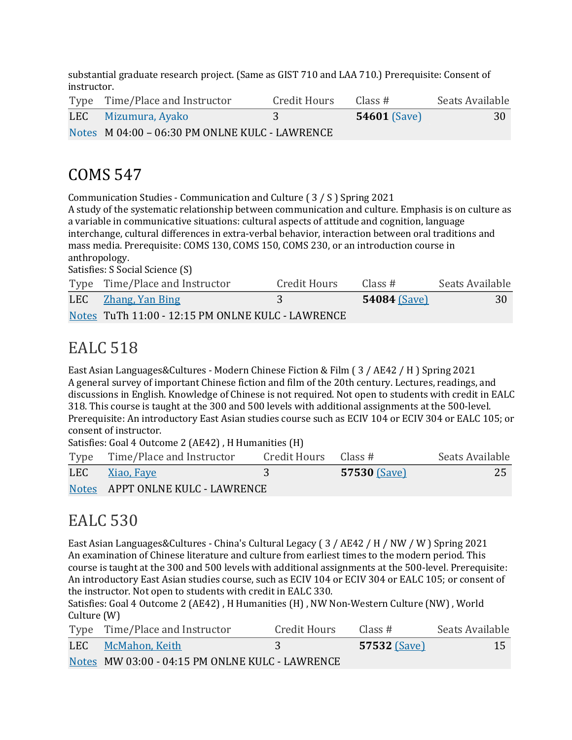substantial graduate research project. (Same as GIST 710 and LAA 710.) Prerequisite: Consent of instructor.

| Type | Time/Place and Instructor | Credit Hours | Class # | Seats Available |
| --- | --- | --- | --- | --- |
| LEC | Mizumura, Ayako | 3 | **54601** (Save) | 30 |
| Notes | M 04:00 – 06:30 PM ONLNE KULC - LAWRENCE | | | |

## COMS 547

Communication Studies - Communication and Culture ( 3 / S ) Spring 2021
A study of the systematic relationship between communication and culture. Emphasis is on culture as a variable in communicative situations: cultural aspects of attitude and cognition, language interchange, cultural differences in extra-verbal behavior, interaction between oral traditions and mass media. Prerequisite: COMS 130, COMS 150, COMS 230, or an introduction course in anthropology.
Satisfies: S Social Science (S)

| Type | Time/Place and Instructor | Credit Hours | Class # | Seats Available |
| --- | --- | --- | --- | --- |
| LEC | Zhang, Yan Bing | 3 | **54084** (Save) | 30 |
| Notes | TuTh 11:00 - 12:15 PM ONLNE KULC - LAWRENCE | | | |

## EALC 518

East Asian Languages&Cultures - Modern Chinese Fiction & Film ( 3 / AE42 / H ) Spring 2021
A general survey of important Chinese fiction and film of the 20th century. Lectures, readings, and discussions in English. Knowledge of Chinese is not required. Not open to students with credit in EALC 318. This course is taught at the 300 and 500 levels with additional assignments at the 500-level. Prerequisite: An introductory East Asian studies course such as ECIV 104 or ECIV 304 or EALC 105; or consent of instructor.
Satisfies: Goal 4 Outcome 2 (AE42) , H Humanities (H)

| Type | Time/Place and Instructor | Credit Hours | Class # | Seats Available |
| --- | --- | --- | --- | --- |
| LEC | Xiao, Faye | 3 | **57530** (Save) | 25 |
| Notes | APPT ONLNE KULC - LAWRENCE | | | |

## EALC 530

East Asian Languages&Cultures - China's Cultural Legacy ( 3 / AE42 / H / NW / W ) Spring 2021
An examination of Chinese literature and culture from earliest times to the modern period. This course is taught at the 300 and 500 levels with additional assignments at the 500-level. Prerequisite: An introductory East Asian studies course, such as ECIV 104 or ECIV 304 or EALC 105; or consent of the instructor. Not open to students with credit in EALC 330.
Satisfies: Goal 4 Outcome 2 (AE42) , H Humanities (H) , NW Non-Western Culture (NW) , World Culture (W)

| Type | Time/Place and Instructor | Credit Hours | Class # | Seats Available |
| --- | --- | --- | --- | --- |
| LEC | McMahon, Keith | 3 | **57532** (Save) | 15 |
| Notes | MW 03:00 - 04:15 PM ONLNE KULC - LAWRENCE | | | |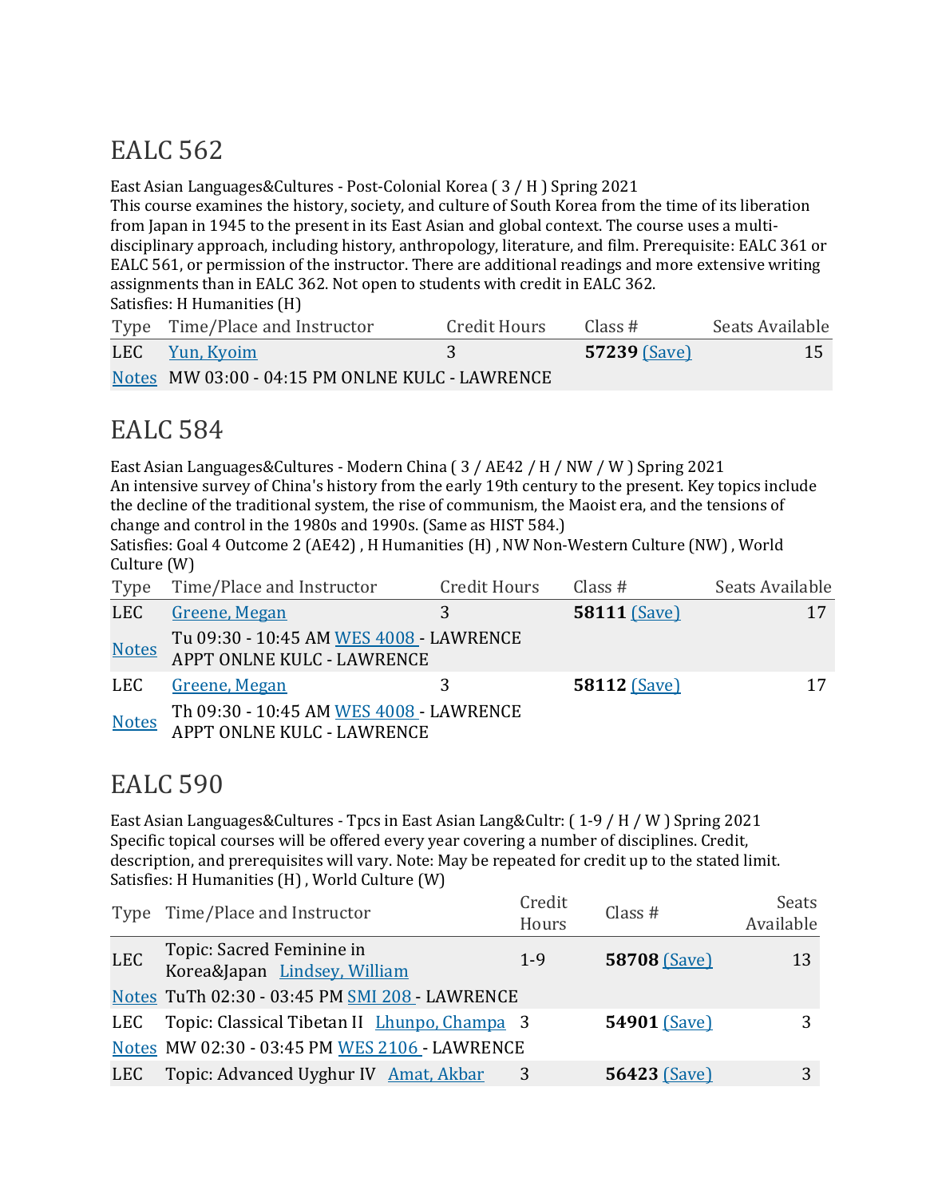## EALC 562

East Asian Languages&Cultures - Post-Colonial Korea ( 3 / H ) Spring 2021
This course examines the history, society, and culture of South Korea from the time of its liberation from Japan in 1945 to the present in its East Asian and global context. The course uses a multi-disciplinary approach, including history, anthropology, literature, and film. Prerequisite: EALC 361 or EALC 561, or permission of the instructor. There are additional readings and more extensive writing assignments than in EALC 362. Not open to students with credit in EALC 362.
Satisfies: H Humanities (H)

| Type | Time/Place and Instructor | Credit Hours | Class # | Seats Available |
|---|---|---|---|---|
| LEC | Yun, Kyoim | 3 | **57239** (Save) | 15 |
| Notes | MW 03:00 - 04:15 PM ONLNE KULC - LAWRENCE | | | |

## EALC 584

East Asian Languages&Cultures - Modern China ( 3 / AE42 / H / NW / W ) Spring 2021
An intensive survey of China's history from the early 19th century to the present. Key topics include the decline of the traditional system, the rise of communism, the Maoist era, and the tensions of change and control in the 1980s and 1990s. (Same as HIST 584.)
Satisfies: Goal 4 Outcome 2 (AE42) , H Humanities (H) , NW Non-Western Culture (NW) , World Culture (W)

| Type | Time/Place and Instructor | Credit Hours | Class # | Seats Available |
|---|---|---|---|---|
| LEC | Greene, Megan | 3 | **58111** (Save) | 17 |
| Notes | Tu 09:30 - 10:45 AM WES 4008 - LAWRENCE<br>APPT ONLNE KULC - LAWRENCE | | | |
| LEC | Greene, Megan | 3 | **58112** (Save) | 17 |
| Notes | Th 09:30 - 10:45 AM WES 4008 - LAWRENCE<br>APPT ONLNE KULC - LAWRENCE | | | |

## EALC 590

East Asian Languages&Cultures - Tpcs in East Asian Lang&Cultr: ( 1-9 / H / W ) Spring 2021
Specific topical courses will be offered every year covering a number of disciplines. Credit, description, and prerequisites will vary. Note: May be repeated for credit up to the stated limit.
Satisfies: H Humanities (H) , World Culture (W)

| Type | Time/Place and Instructor | Credit Hours | Class # | Seats Available |
|---|---|---|---|---|
| LEC | Topic: Sacred Feminine in Korea&Japan Lindsey, William | 1-9 | **58708** (Save) | 13 |
| Notes | TuTh 02:30 - 03:45 PM SMI 208 - LAWRENCE | | | |
| LEC | Topic: Classical Tibetan II Lhunpo, Champa | 3 | **54901** (Save) | 3 |
| Notes | MW 02:30 - 03:45 PM WES 2106 - LAWRENCE | | | |
| LEC | Topic: Advanced Uyghur IV Amat, Akbar | 3 | **56423** (Save) | 3 |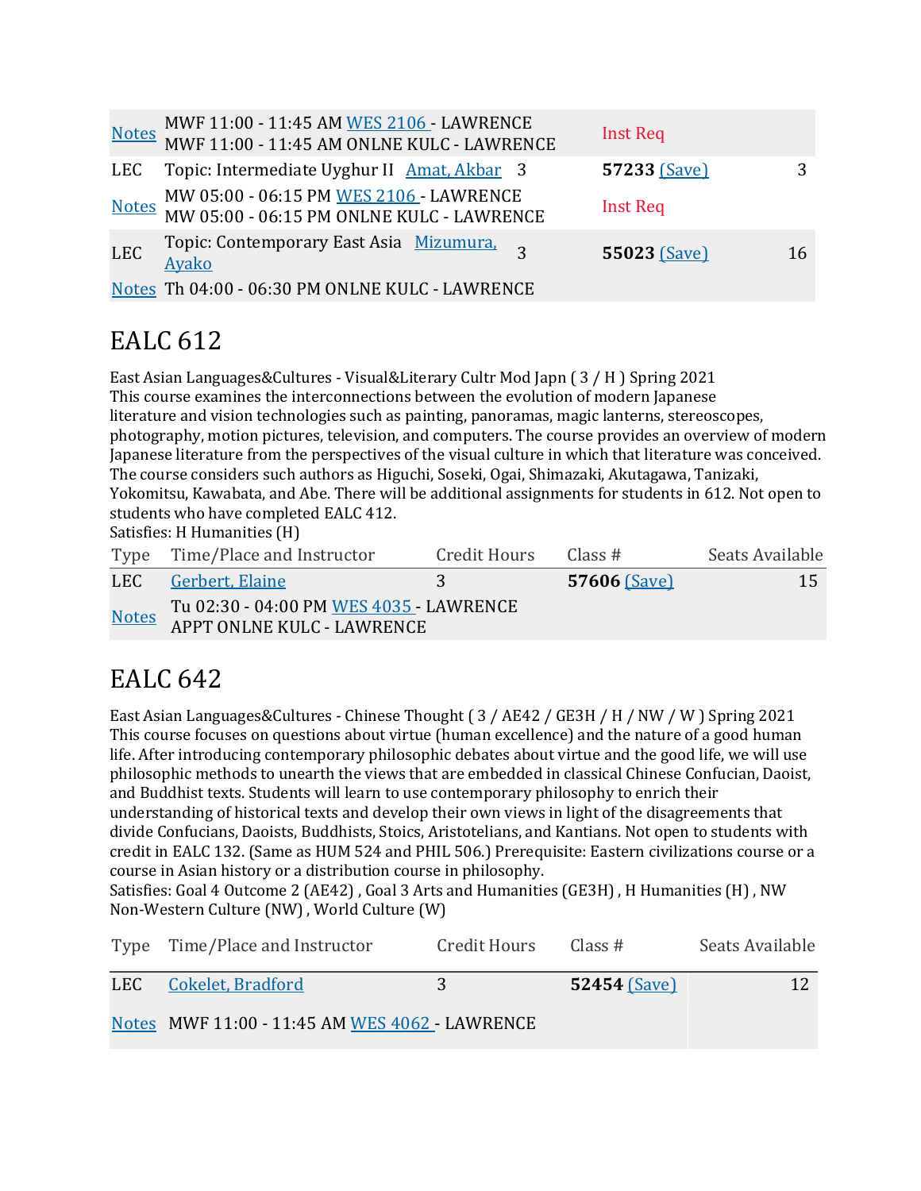| | | | | |
|---|---|---|---|---|
| Notes | MWF 11:00 - 11:45 AM WES 2106 - LAWRENCE<br>MWF 11:00 - 11:45 AM ONLNE KULC - LAWRENCE | | Inst Req | |
| LEC | Topic: Intermediate Uyghur II Amat, Akbar | 3 | **57233** (Save) | 3 |
| Notes | MW 05:00 - 06:15 PM WES 2106 - LAWRENCE<br>MW 05:00 - 06:15 PM ONLNE KULC - LAWRENCE | | Inst Req | |
| LEC | Topic: Contemporary East Asia Mizumura, Ayako | 3 | **55023** (Save) | 16 |
| Notes | Th 04:00 - 06:30 PM ONLNE KULC - LAWRENCE | | | |

# EALC 612

East Asian Languages&Cultures - Visual&Literary Cultr Mod Japn ( 3 / H ) Spring 2021
This course examines the interconnections between the evolution of modern Japanese literature and vision technologies such as painting, panoramas, magic lanterns, stereoscopes, photography, motion pictures, television, and computers. The course provides an overview of modern Japanese literature from the perspectives of the visual culture in which that literature was conceived. The course considers such authors as Higuchi, Soseki, Ogai, Shimazaki, Akutagawa, Tanizaki, Yokomitsu, Kawabata, and Abe. There will be additional assignments for students in 612. Not open to students who have completed EALC 412.
Satisfies: H Humanities (H)

| Type | Time/Place and Instructor | Credit Hours | Class # | Seats Available |
|---|---|---|---|---|
| LEC | Gerbert, Elaine | 3 | **57606** (Save) | 15 |
| Notes | Tu 02:30 - 04:00 PM WES 4035 - LAWRENCE<br>APPT ONLNE KULC - LAWRENCE | | | |

# EALC 642

East Asian Languages&Cultures - Chinese Thought ( 3 / AE42 / GE3H / H / NW / W ) Spring 2021
This course focuses on questions about virtue (human excellence) and the nature of a good human life. After introducing contemporary philosophic debates about virtue and the good life, we will use philosophic methods to unearth the views that are embedded in classical Chinese Confucian, Daoist, and Buddhist texts. Students will learn to use contemporary philosophy to enrich their understanding of historical texts and develop their own views in light of the disagreements that divide Confucians, Daoists, Buddhists, Stoics, Aristotelians, and Kantians. Not open to students with credit in EALC 132. (Same as HUM 524 and PHIL 506.) Prerequisite: Eastern civilizations course or a course in Asian history or a distribution course in philosophy.
Satisfies: Goal 4 Outcome 2 (AE42) , Goal 3 Arts and Humanities (GE3H) , H Humanities (H) , NW Non-Western Culture (NW) , World Culture (W)

| Type | Time/Place and Instructor | Credit Hours | Class # | Seats Available |
|---|---|---|---|---|
| LEC | Cokelet, Bradford | 3 | **52454** (Save) | 12 |
| Notes | MWF 11:00 - 11:45 AM WES 4062 - LAWRENCE | | | |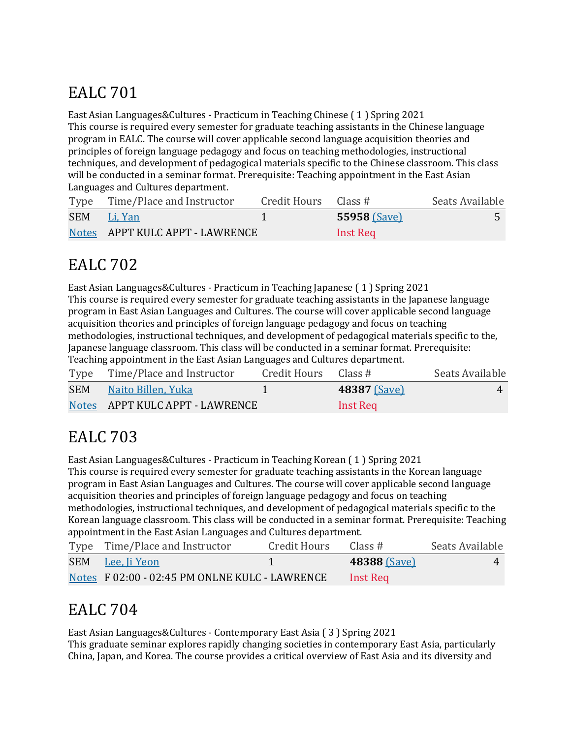# EALC 701

East Asian Languages&Cultures - Practicum in Teaching Chinese ( 1 ) Spring 2021
This course is required every semester for graduate teaching assistants in the Chinese language program in EALC. The course will cover applicable second language acquisition theories and principles of foreign language pedagogy and focus on teaching methodologies, instructional techniques, and development of pedagogical materials specific to the Chinese classroom. This class will be conducted in a seminar format. Prerequisite: Teaching appointment in the East Asian Languages and Cultures department.

| Type | Time/Place and Instructor | Credit Hours | Class # | Seats Available |
|---|---|---|---|---|
| SEM | Li, Yan | 1 | **55958** (Save) | 5 |
| Notes | APPT KULC APPT - LAWRENCE | | Inst Req | |

# EALC 702

East Asian Languages&Cultures - Practicum in Teaching Japanese ( 1 ) Spring 2021
This course is required every semester for graduate teaching assistants in the Japanese language program in East Asian Languages and Cultures. The course will cover applicable second language acquisition theories and principles of foreign language pedagogy and focus on teaching methodologies, instructional techniques, and development of pedagogical materials specific to the, Japanese language classroom. This class will be conducted in a seminar format. Prerequisite: Teaching appointment in the East Asian Languages and Cultures department.

| Type | Time/Place and Instructor | Credit Hours | Class # | Seats Available |
|---|---|---|---|---|
| SEM | Naito Billen, Yuka | 1 | **48387** (Save) | 4 |
| Notes | APPT KULC APPT - LAWRENCE | | Inst Req | |

# EALC 703

East Asian Languages&Cultures - Practicum in Teaching Korean ( 1 ) Spring 2021
This course is required every semester for graduate teaching assistants in the Korean language program in East Asian Languages and Cultures. The course will cover applicable second language acquisition theories and principles of foreign language pedagogy and focus on teaching methodologies, instructional techniques, and development of pedagogical materials specific to the Korean language classroom. This class will be conducted in a seminar format. Prerequisite: Teaching appointment in the East Asian Languages and Cultures department.

| Type | Time/Place and Instructor | Credit Hours | Class # | Seats Available |
|---|---|---|---|---|
| SEM | Lee, Ji Yeon | 1 | **48388** (Save) | 4 |
| Notes | F 02:00 - 02:45 PM ONLNE KULC - LAWRENCE | | Inst Req | |

# EALC 704

East Asian Languages&Cultures - Contemporary East Asia ( 3 ) Spring 2021
This graduate seminar explores rapidly changing societies in contemporary East Asia, particularly China, Japan, and Korea. The course provides a critical overview of East Asia and its diversity and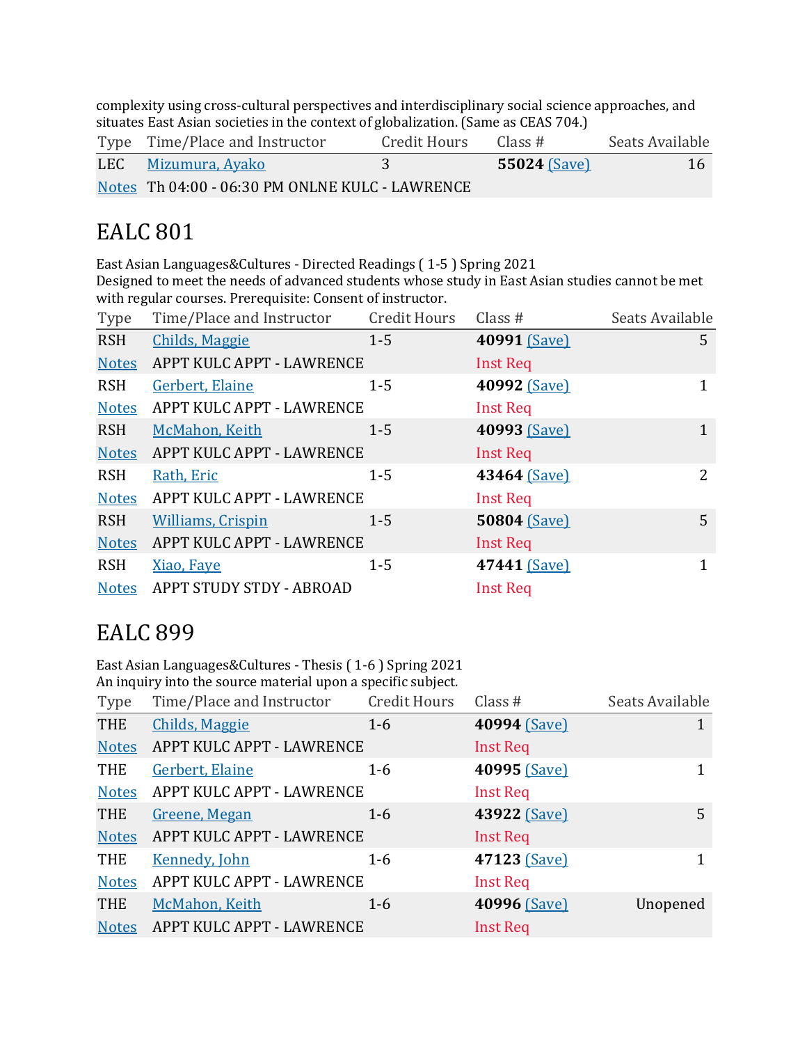complexity using cross-cultural perspectives and interdisciplinary social science approaches, and situates East Asian societies in the context of globalization. (Same as CEAS 704.)

| Type | Time/Place and Instructor | Credit Hours | Class # | Seats Available |
|---|---|---|---|---|
| LEC | Mizumura, Ayako | 3 | **55024** (Save) | 16 |
| Notes | Th 04:00 - 06:30 PM ONLNE KULC - LAWRENCE | | | |

## EALC 801

East Asian Languages&Cultures - Directed Readings ( 1-5 ) Spring 2021
Designed to meet the needs of advanced students whose study in East Asian studies cannot be met with regular courses. Prerequisite: Consent of instructor.

| Type | Time/Place and Instructor | Credit Hours | Class # | Seats Available |
|---|---|---|---|---|
| RSH | Childs, Maggie | 1-5 | **40991** (Save) | 5 |
| Notes | APPT KULC APPT - LAWRENCE | | Inst Req | |
| RSH | Gerbert, Elaine | 1-5 | **40992** (Save) | 1 |
| Notes | APPT KULC APPT - LAWRENCE | | Inst Req | |
| RSH | McMahon, Keith | 1-5 | **40993** (Save) | 1 |
| Notes | APPT KULC APPT - LAWRENCE | | Inst Req | |
| RSH | Rath, Eric | 1-5 | **43464** (Save) | 2 |
| Notes | APPT KULC APPT - LAWRENCE | | Inst Req | |
| RSH | Williams, Crispin | 1-5 | **50804** (Save) | 5 |
| Notes | APPT KULC APPT - LAWRENCE | | Inst Req | |
| RSH | Xiao, Faye | 1-5 | **47441** (Save) | 1 |
| Notes | APPT STUDY STDY - ABROAD | | Inst Req | |

## EALC 899

East Asian Languages&Cultures - Thesis ( 1-6 ) Spring 2021
An inquiry into the source material upon a specific subject.

| Type | Time/Place and Instructor | Credit Hours | Class # | Seats Available |
|---|---|---|---|---|
| THE | Childs, Maggie | 1-6 | **40994** (Save) | 1 |
| Notes | APPT KULC APPT - LAWRENCE | | Inst Req | |
| THE | Gerbert, Elaine | 1-6 | **40995** (Save) | 1 |
| Notes | APPT KULC APPT - LAWRENCE | | Inst Req | |
| THE | Greene, Megan | 1-6 | **43922** (Save) | 5 |
| Notes | APPT KULC APPT - LAWRENCE | | Inst Req | |
| THE | Kennedy, John | 1-6 | **47123** (Save) | 1 |
| Notes | APPT KULC APPT - LAWRENCE | | Inst Req | |
| THE | McMahon, Keith | 1-6 | **40996** (Save) | Unopened |
| Notes | APPT KULC APPT - LAWRENCE | | Inst Req | |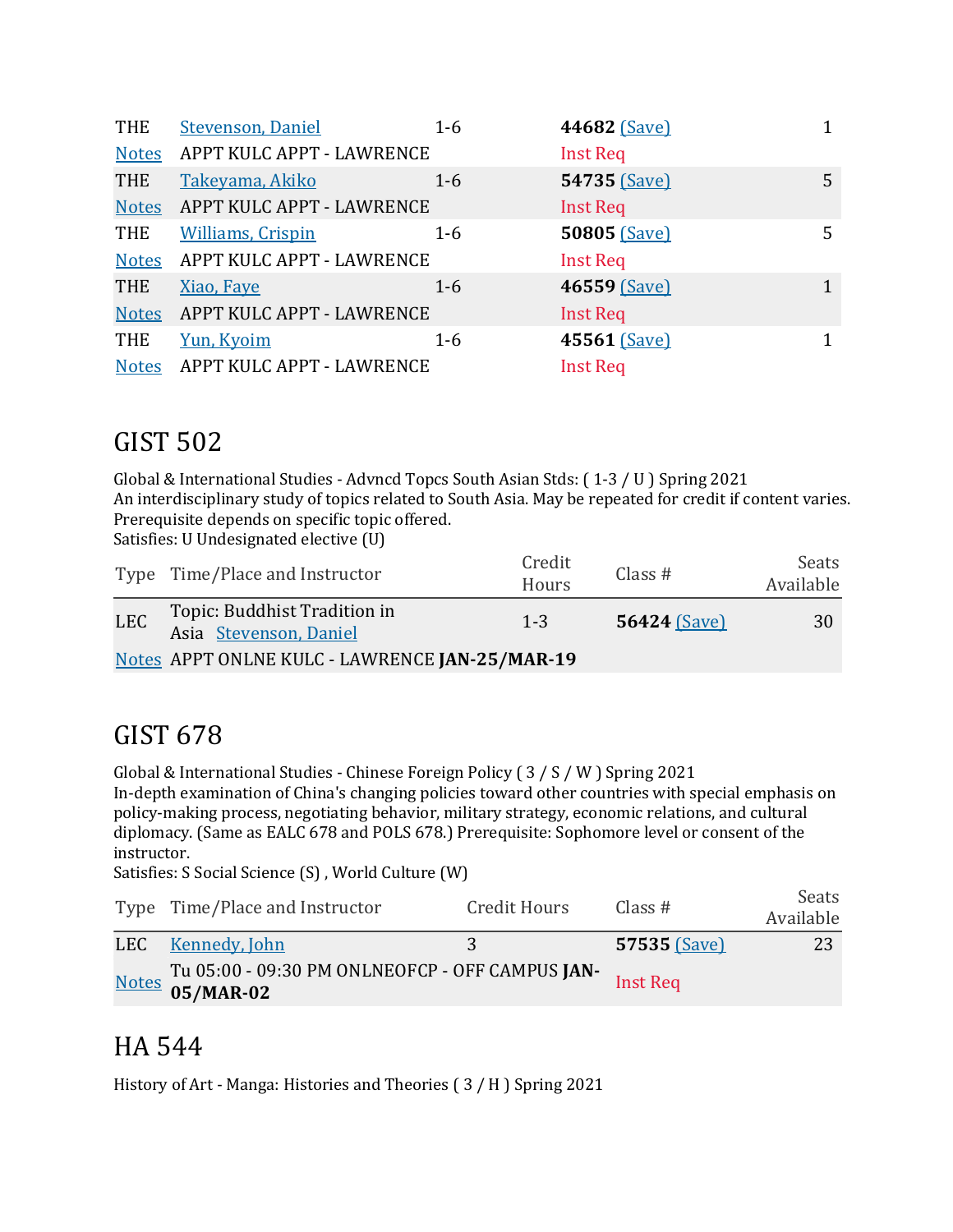| Type | Time/Place and Instructor | Credit Hours | Class # | Seats Available |
|---|---|---|---|---|
| THE | Stevenson, Daniel | 1-6 | **44682** (Save) | 1 |
| Notes | APPT KULC APPT - LAWRENCE | | Inst Req | |
| THE | Takeyama, Akiko | 1-6 | **54735** (Save) | 5 |
| Notes | APPT KULC APPT - LAWRENCE | | Inst Req | |
| THE | Williams, Crispin | 1-6 | **50805** (Save) | 5 |
| Notes | APPT KULC APPT - LAWRENCE | | Inst Req | |
| THE | Xiao, Faye | 1-6 | **46559** (Save) | 1 |
| Notes | APPT KULC APPT - LAWRENCE | | Inst Req | |
| THE | Yun, Kyoim | 1-6 | **45561** (Save) | 1 |
| Notes | APPT KULC APPT - LAWRENCE | | Inst Req | |

# GIST 502

Global & International Studies - Advncd Topcs South Asian Stds: ( 1-3 / U ) Spring 2021
An interdisciplinary study of topics related to South Asia. May be repeated for credit if content varies. Prerequisite depends on specific topic offered.
Satisfies: U Undesignated elective (U)

| Type | Time/Place and Instructor | Credit Hours | Class # | Seats Available |
|---|---|---|---|---|
| LEC | Topic: Buddhist Tradition in Asia Stevenson, Daniel | 1-3 | **56424** (Save) | 30 |
| Notes | APPT ONLNE KULC - LAWRENCE **JAN-25/MAR-19** | | | |

# GIST 678

Global & International Studies - Chinese Foreign Policy ( 3 / S / W ) Spring 2021
In-depth examination of China's changing policies toward other countries with special emphasis on policy-making process, negotiating behavior, military strategy, economic relations, and cultural diplomacy. (Same as EALC 678 and POLS 678.) Prerequisite: Sophomore level or consent of the instructor.
Satisfies: S Social Science (S) , World Culture (W)

| Type | Time/Place and Instructor | Credit Hours | Class # | Seats Available |
|---|---|---|---|---|
| LEC | Kennedy, John | 3 | **57535** (Save) | 23 |
| Notes | Tu 05:00 - 09:30 PM ONLNEOFCP - OFF CAMPUS **JAN-05/MAR-02** | | Inst Req | |

# HA 544

History of Art - Manga: Histories and Theories ( 3 / H ) Spring 2021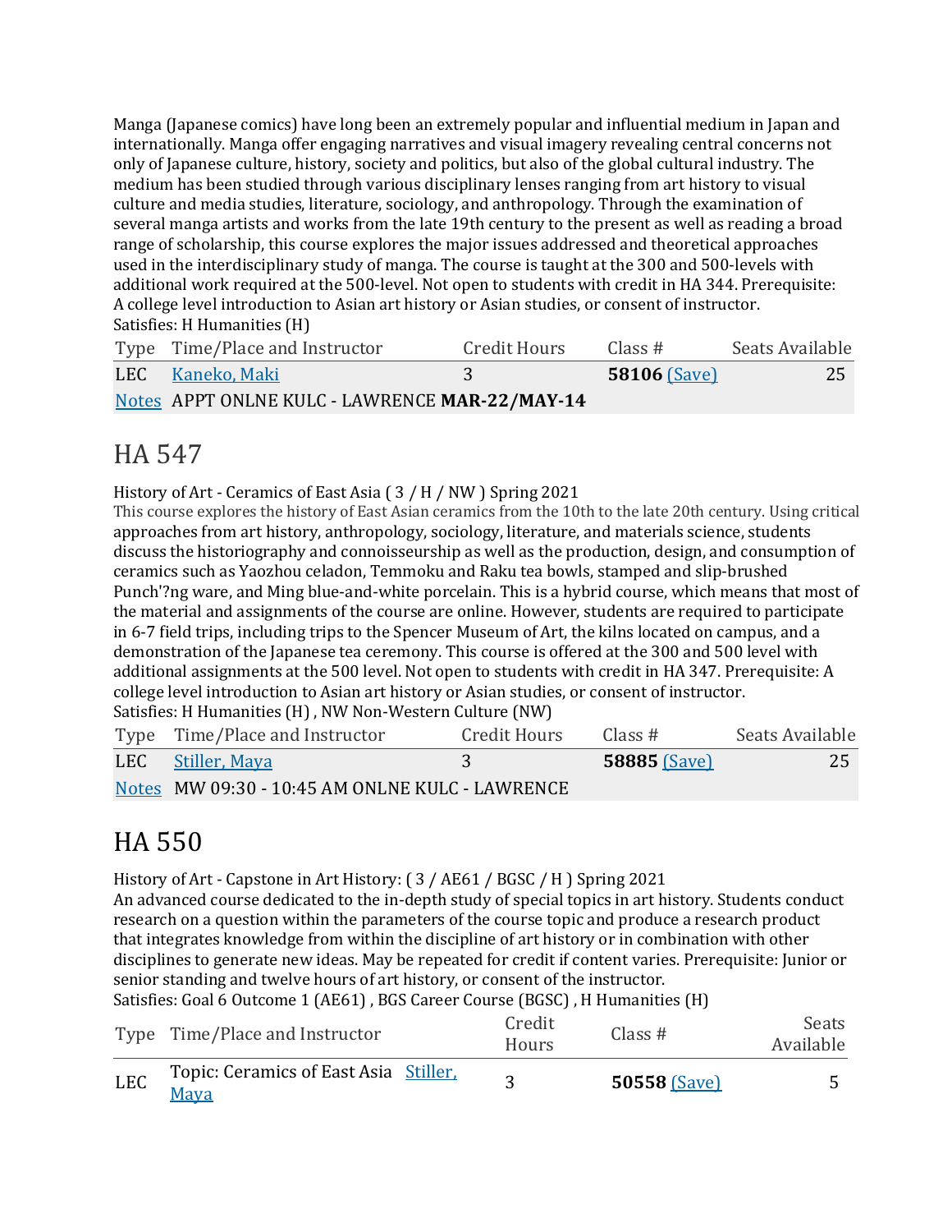Manga (Japanese comics) have long been an extremely popular and influential medium in Japan and internationally. Manga offer engaging narratives and visual imagery revealing central concerns not only of Japanese culture, history, society and politics, but also of the global cultural industry. The medium has been studied through various disciplinary lenses ranging from art history to visual culture and media studies, literature, sociology, and anthropology. Through the examination of several manga artists and works from the late 19th century to the present as well as reading a broad range of scholarship, this course explores the major issues addressed and theoretical approaches used in the interdisciplinary study of manga. The course is taught at the 300 and 500-levels with additional work required at the 500-level. Not open to students with credit in HA 344. Prerequisite: A college level introduction to Asian art history or Asian studies, or consent of instructor.
Satisfies: H Humanities (H)

| Type | Time/Place and Instructor | Credit Hours | Class # | Seats Available |
|---|---|---|---|---|
| LEC | Kaneko, Maki | 3 | **58106** (Save) | 25 |
| Notes | APPT ONLNE KULC - LAWRENCE **MAR-22/MAY-14** | | | |

# HA 547

History of Art - Ceramics of East Asia ( 3 / H / NW ) Spring 2021
This course explores the history of East Asian ceramics from the 10th to the late 20th century. Using critical approaches from art history, anthropology, sociology, literature, and materials science, students discuss the historiography and connoisseurship as well as the production, design, and consumption of ceramics such as Yaozhou celadon, Temmoku and Raku tea bowls, stamped and slip-brushed Punch'?ng ware, and Ming blue-and-white porcelain. This is a hybrid course, which means that most of the material and assignments of the course are online. However, students are required to participate in 6-7 field trips, including trips to the Spencer Museum of Art, the kilns located on campus, and a demonstration of the Japanese tea ceremony. This course is offered at the 300 and 500 level with additional assignments at the 500 level. Not open to students with credit in HA 347. Prerequisite: A college level introduction to Asian art history or Asian studies, or consent of instructor.
Satisfies: H Humanities (H) , NW Non-Western Culture (NW)

| Type | Time/Place and Instructor | Credit Hours | Class # | Seats Available |
|---|---|---|---|---|
| LEC | Stiller, Maya | 3 | **58885** (Save) | 25 |
| Notes | MW 09:30 - 10:45 AM ONLNE KULC - LAWRENCE | | | |

# HA 550

History of Art - Capstone in Art History: ( 3 / AE61 / BGSC / H ) Spring 2021
An advanced course dedicated to the in-depth study of special topics in art history. Students conduct research on a question within the parameters of the course topic and produce a research product that integrates knowledge from within the discipline of art history or in combination with other disciplines to generate new ideas. May be repeated for credit if content varies. Prerequisite: Junior or senior standing and twelve hours of art history, or consent of the instructor.
Satisfies: Goal 6 Outcome 1 (AE61) , BGS Career Course (BGSC) , H Humanities (H)

| Type | Time/Place and Instructor | Credit Hours | Class # | Seats Available |
|---|---|---|---|---|
| LEC | Topic: Ceramics of East Asia Stiller, Maya | 3 | **50558** (Save) | 5 |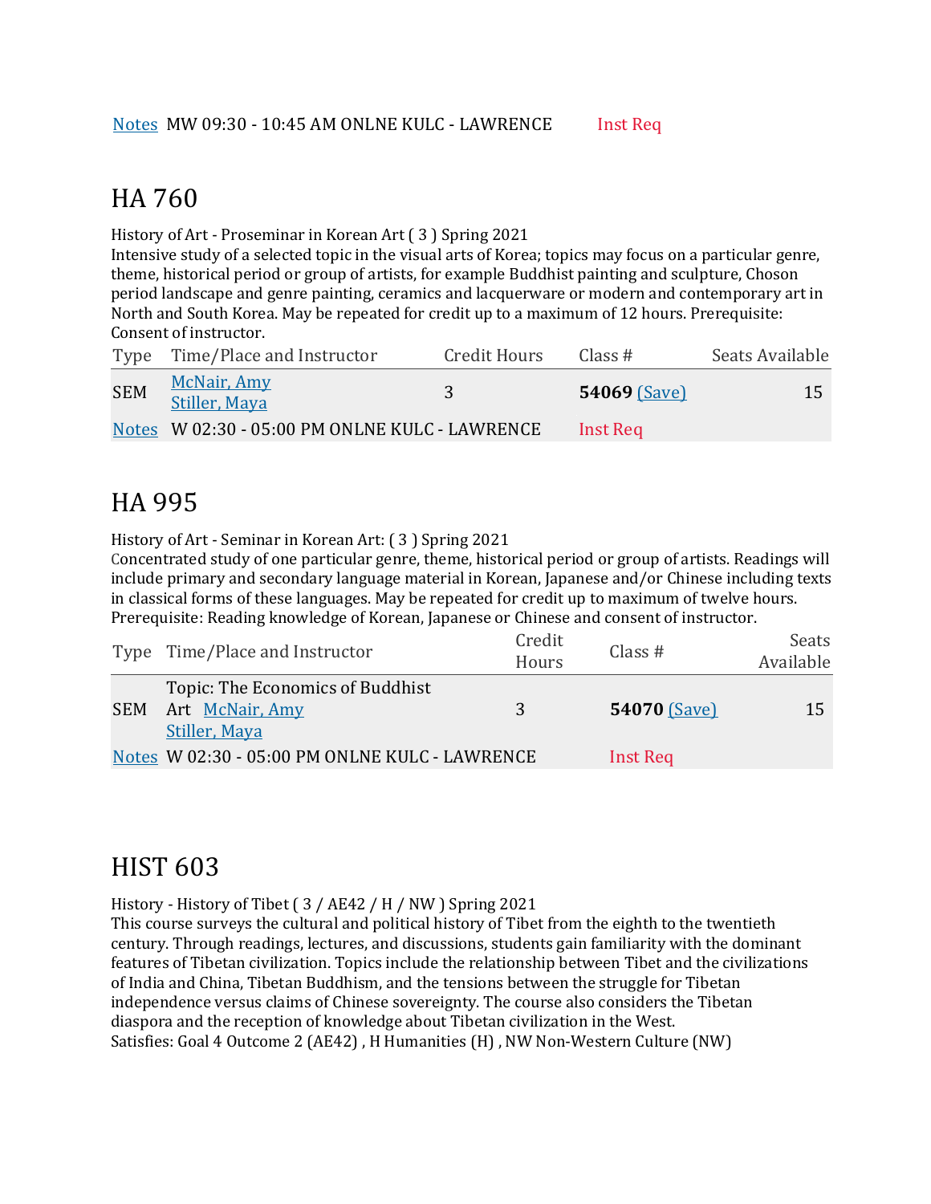Notes MW 09:30 - 10:45 AM ONLNE KULC - LAWRENCE Inst Req

# HA 760

History of Art - Proseminar in Korean Art ( 3 ) Spring 2021
Intensive study of a selected topic in the visual arts of Korea; topics may focus on a particular genre, theme, historical period or group of artists, for example Buddhist painting and sculpture, Choson period landscape and genre painting, ceramics and lacquerware or modern and contemporary art in North and South Korea. May be repeated for credit up to a maximum of 12 hours. Prerequisite: Consent of instructor.

| Type | Time/Place and Instructor | Credit Hours | Class # | Seats Available |
|---|---|---|---|---|
| SEM | McNair, Amy<br>Stiller, Maya | 3 | **54069** (Save) | 15 |
| Notes | W 02:30 - 05:00 PM ONLNE KULC - LAWRENCE | | Inst Req | |

# HA 995

History of Art - Seminar in Korean Art: ( 3 ) Spring 2021
Concentrated study of one particular genre, theme, historical period or group of artists. Readings will include primary and secondary language material in Korean, Japanese and/or Chinese including texts in classical forms of these languages. May be repeated for credit up to maximum of twelve hours. Prerequisite: Reading knowledge of Korean, Japanese or Chinese and consent of instructor.

| Type | Time/Place and Instructor | Credit Hours | Class # | Seats Available |
|---|---|---|---|---|
| SEM | Topic: The Economics of Buddhist Art McNair, Amy<br>Stiller, Maya | 3 | **54070** (Save) | 15 |
| Notes | W 02:30 - 05:00 PM ONLNE KULC - LAWRENCE | | Inst Req | |

# HIST 603

History - History of Tibet ( 3 / AE42 / H / NW ) Spring 2021
This course surveys the cultural and political history of Tibet from the eighth to the twentieth century. Through readings, lectures, and discussions, students gain familiarity with the dominant features of Tibetan civilization. Topics include the relationship between Tibet and the civilizations of India and China, Tibetan Buddhism, and the tensions between the struggle for Tibetan independence versus claims of Chinese sovereignty. The course also considers the Tibetan diaspora and the reception of knowledge about Tibetan civilization in the West.
Satisfies: Goal 4 Outcome 2 (AE42) , H Humanities (H) , NW Non-Western Culture (NW)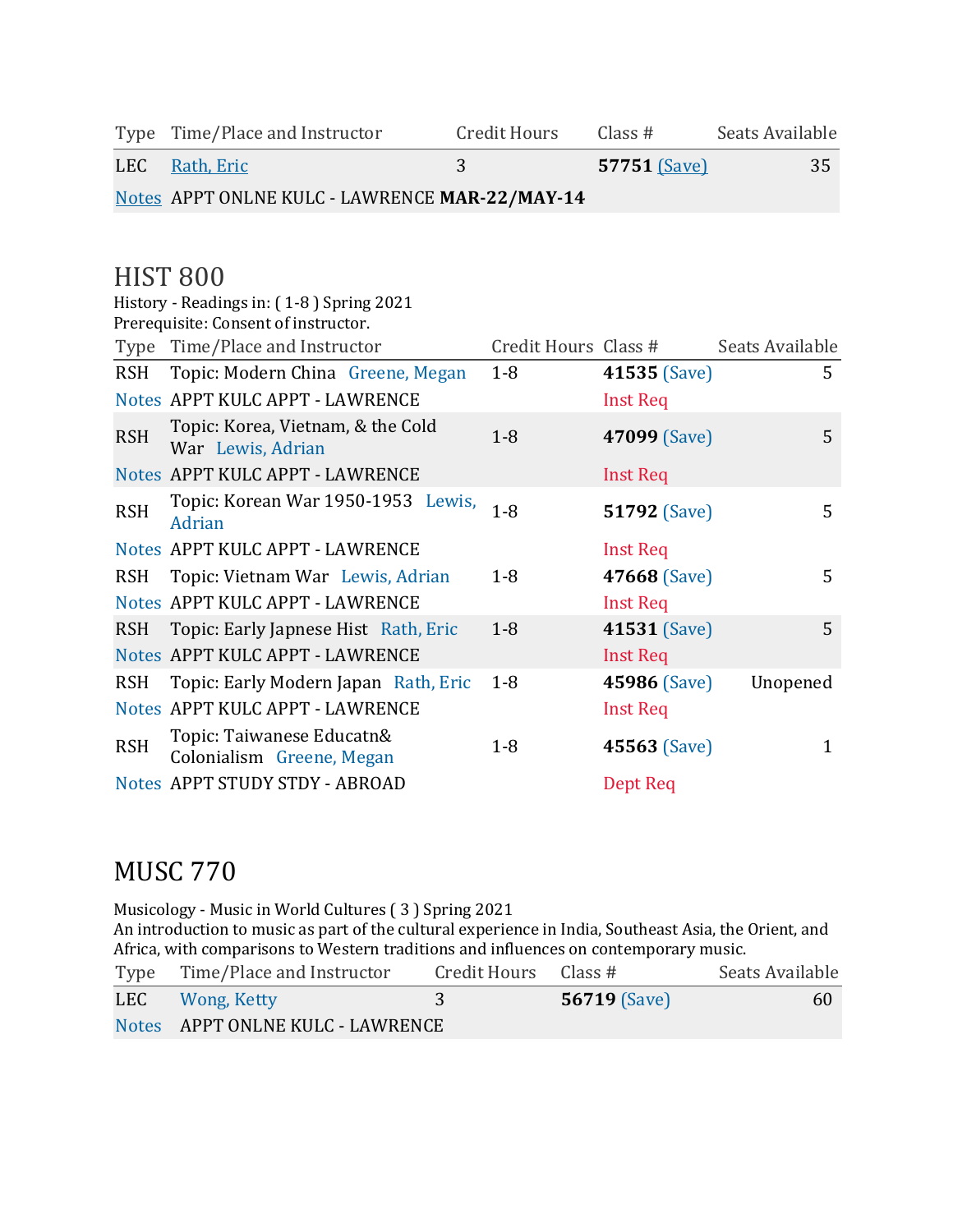| Type | Time/Place and Instructor | Credit Hours | Class # | Seats Available |
|---|---|---|---|---|
| LEC | Rath, Eric | 3 | **57751** (Save) | 35 |
| Notes | APPT ONLNE KULC - LAWRENCE **MAR-22/MAY-14** | | | |

## HIST 800

History - Readings in: ( 1-8 ) Spring 2021
Prerequisite: Consent of instructor.

| Type | Time/Place and Instructor | Credit Hours | Class # | Seats Available |
|---|---|---|---|---|
| RSH | Topic: Modern China Greene, Megan | 1-8 | **41535** (Save) | 5 |
| Notes | APPT KULC APPT - LAWRENCE | | Inst Req | |
| RSH | Topic: Korea, Vietnam, & the Cold War Lewis, Adrian | 1-8 | **47099** (Save) | 5 |
| Notes | APPT KULC APPT - LAWRENCE | | Inst Req | |
| RSH | Topic: Korean War 1950-1953 Lewis, Adrian | 1-8 | **51792** (Save) | 5 |
| Notes | APPT KULC APPT - LAWRENCE | | Inst Req | |
| RSH | Topic: Vietnam War Lewis, Adrian | 1-8 | **47668** (Save) | 5 |
| Notes | APPT KULC APPT - LAWRENCE | | Inst Req | |
| RSH | Topic: Early Japnese Hist Rath, Eric | 1-8 | **41531** (Save) | 5 |
| Notes | APPT KULC APPT - LAWRENCE | | Inst Req | |
| RSH | Topic: Early Modern Japan Rath, Eric | 1-8 | **45986** (Save) | Unopened |
| Notes | APPT KULC APPT - LAWRENCE | | Inst Req | |
| RSH | Topic: Taiwanese Educatn& Colonialism Greene, Megan | 1-8 | **45563** (Save) | 1 |
| Notes | APPT STUDY STDY - ABROAD | | Dept Req | |

## MUSC 770

Musicology - Music in World Cultures ( 3 ) Spring 2021
An introduction to music as part of the cultural experience in India, Southeast Asia, the Orient, and Africa, with comparisons to Western traditions and influences on contemporary music.

| Type | Time/Place and Instructor | Credit Hours | Class # | Seats Available |
|---|---|---|---|---|
| LEC | Wong, Ketty | 3 | **56719** (Save) | 60 |
| Notes | APPT ONLNE KULC - LAWRENCE | | | |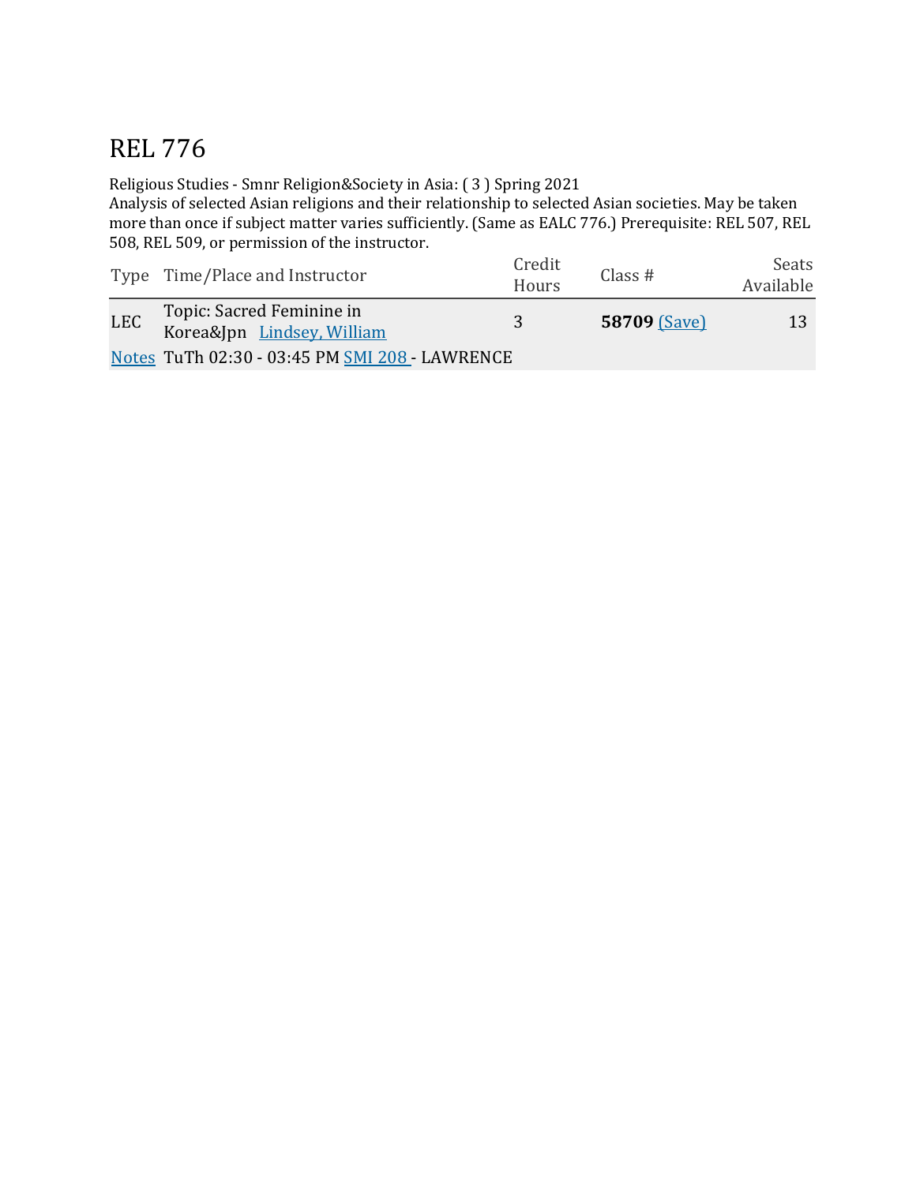# REL 776

Religious Studies - Smnr Religion&Society in Asia: ( 3 ) Spring 2021
Analysis of selected Asian religions and their relationship to selected Asian societies. May be taken more than once if subject matter varies sufficiently. (Same as EALC 776.) Prerequisite: REL 507, REL 508, REL 509, or permission of the instructor.

| Type | Time/Place and Instructor | Credit Hours | Class # | Seats Available |
|---|---|---|---|---|
| LEC | Topic: Sacred Feminine in Korea&Jpn Lindsey, William | 3 | **58709** (Save) | 13 |
| Notes | TuTh 02:30 - 03:45 PM SMI 208 - LAWRENCE | | | |